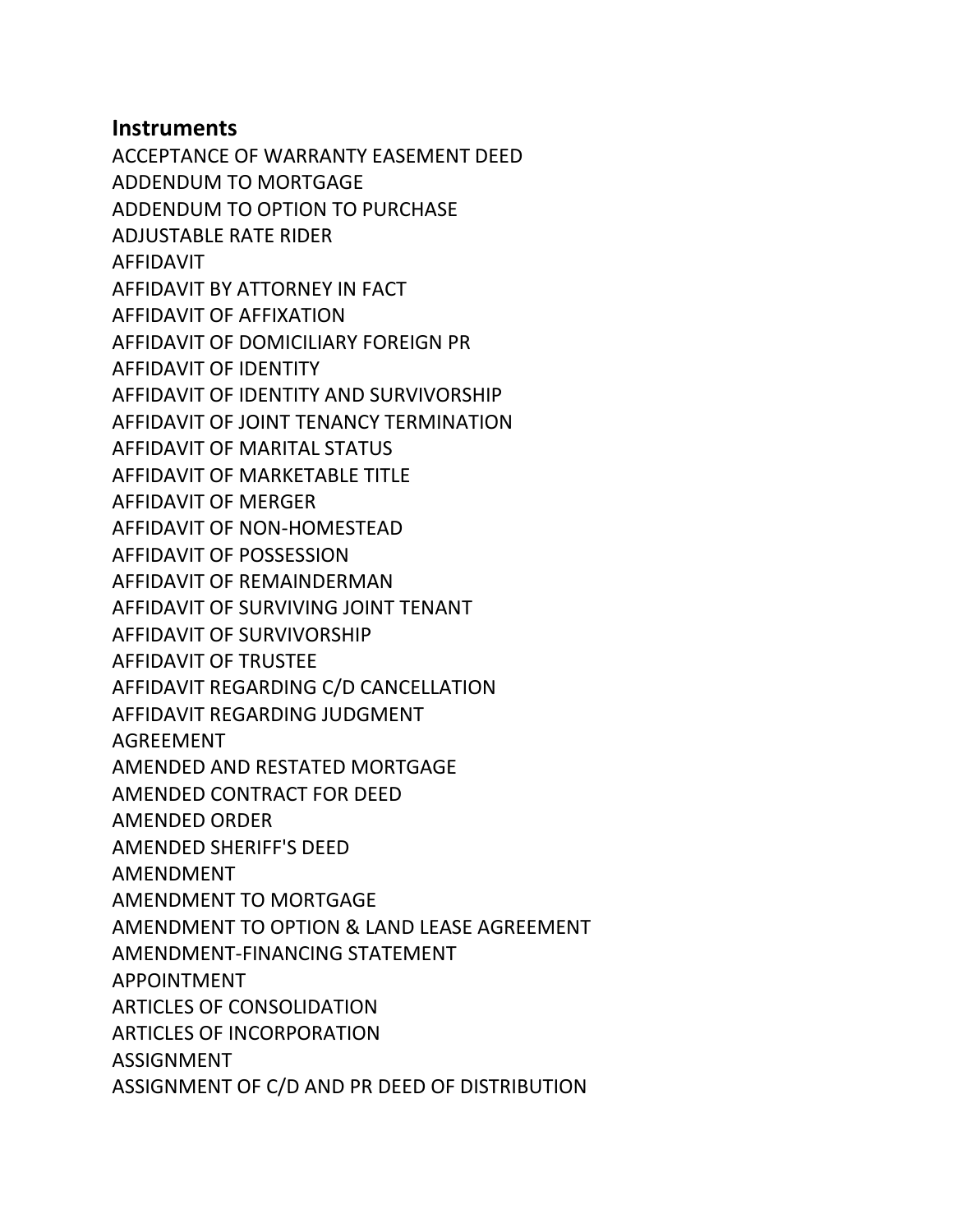## Instruments

ACCEPTANCE OF WARRANTY EASEMENT DEED
ADDENDUM TO MORTGAGE
ADDENDUM TO OPTION TO PURCHASE
ADJUSTABLE RATE RIDER
AFFIDAVIT
AFFIDAVIT BY ATTORNEY IN FACT
AFFIDAVIT OF AFFIXATION
AFFIDAVIT OF DOMICILIARY FOREIGN PR
AFFIDAVIT OF IDENTITY
AFFIDAVIT OF IDENTITY AND SURVIVORSHIP
AFFIDAVIT OF JOINT TENANCY TERMINATION
AFFIDAVIT OF MARITAL STATUS
AFFIDAVIT OF MARKETABLE TITLE
AFFIDAVIT OF MERGER
AFFIDAVIT OF NON-HOMESTEAD
AFFIDAVIT OF POSSESSION
AFFIDAVIT OF REMAINDERMAN
AFFIDAVIT OF SURVIVING JOINT TENANT
AFFIDAVIT OF SURVIVORSHIP
AFFIDAVIT OF TRUSTEE
AFFIDAVIT REGARDING C/D CANCELLATION
AFFIDAVIT REGARDING JUDGMENT
AGREEMENT
AMENDED AND RESTATED MORTGAGE
AMENDED CONTRACT FOR DEED
AMENDED ORDER
AMENDED SHERIFF'S DEED
AMENDMENT
AMENDMENT TO MORTGAGE
AMENDMENT TO OPTION & LAND LEASE AGREEMENT
AMENDMENT-FINANCING STATEMENT
APPOINTMENT
ARTICLES OF CONSOLIDATION
ARTICLES OF INCORPORATION
ASSIGNMENT
ASSIGNMENT OF C/D AND PR DEED OF DISTRIBUTION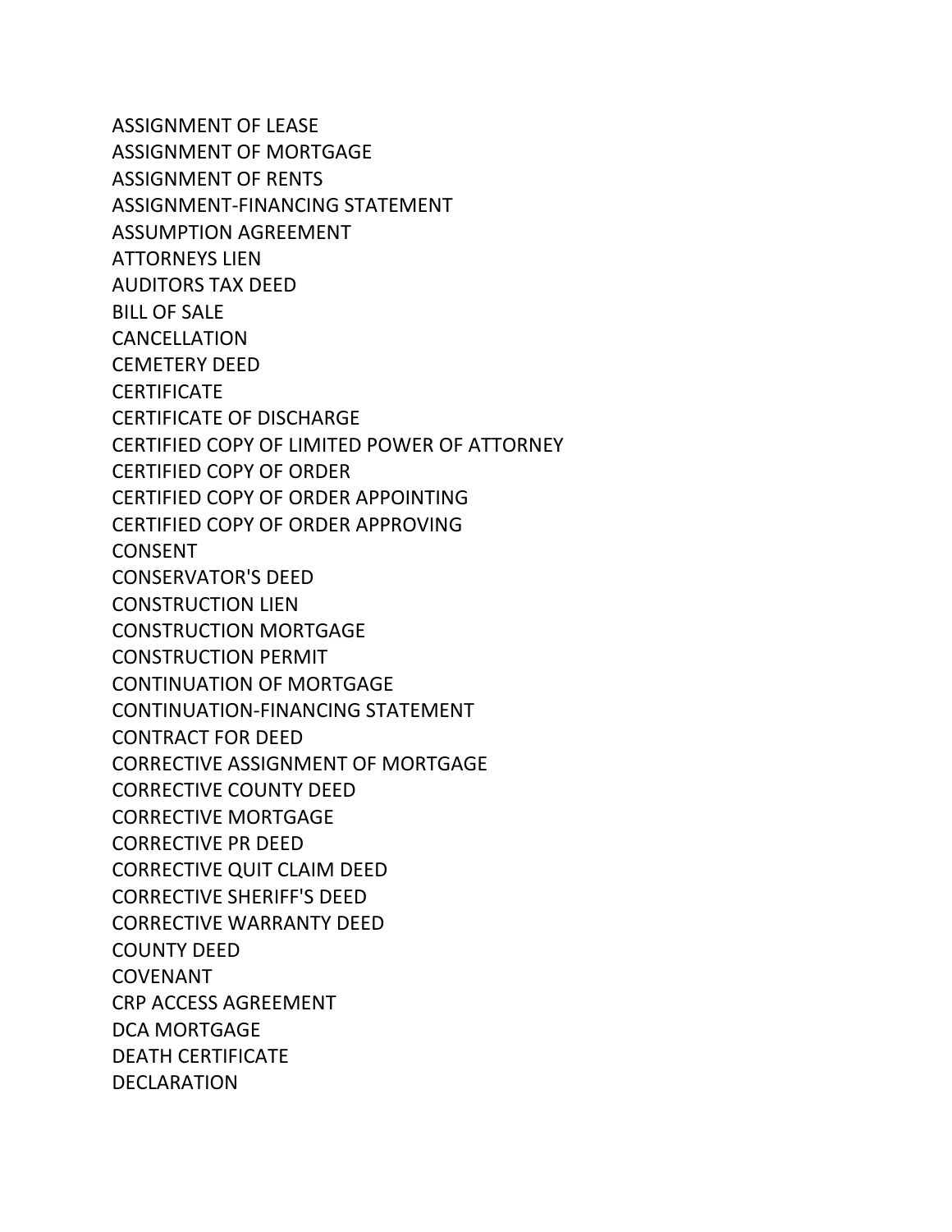ASSIGNMENT OF LEASE
ASSIGNMENT OF MORTGAGE
ASSIGNMENT OF RENTS
ASSIGNMENT-FINANCING STATEMENT
ASSUMPTION AGREEMENT
ATTORNEYS LIEN
AUDITORS TAX DEED
BILL OF SALE
CANCELLATION
CEMETERY DEED
CERTIFICATE
CERTIFICATE OF DISCHARGE
CERTIFIED COPY OF LIMITED POWER OF ATTORNEY
CERTIFIED COPY OF ORDER
CERTIFIED COPY OF ORDER APPOINTING
CERTIFIED COPY OF ORDER APPROVING
CONSENT
CONSERVATOR'S DEED
CONSTRUCTION LIEN
CONSTRUCTION MORTGAGE
CONSTRUCTION PERMIT
CONTINUATION OF MORTGAGE
CONTINUATION-FINANCING STATEMENT
CONTRACT FOR DEED
CORRECTIVE ASSIGNMENT OF MORTGAGE
CORRECTIVE COUNTY DEED
CORRECTIVE MORTGAGE
CORRECTIVE PR DEED
CORRECTIVE QUIT CLAIM DEED
CORRECTIVE SHERIFF'S DEED
CORRECTIVE WARRANTY DEED
COUNTY DEED
COVENANT
CRP ACCESS AGREEMENT
DCA MORTGAGE
DEATH CERTIFICATE
DECLARATION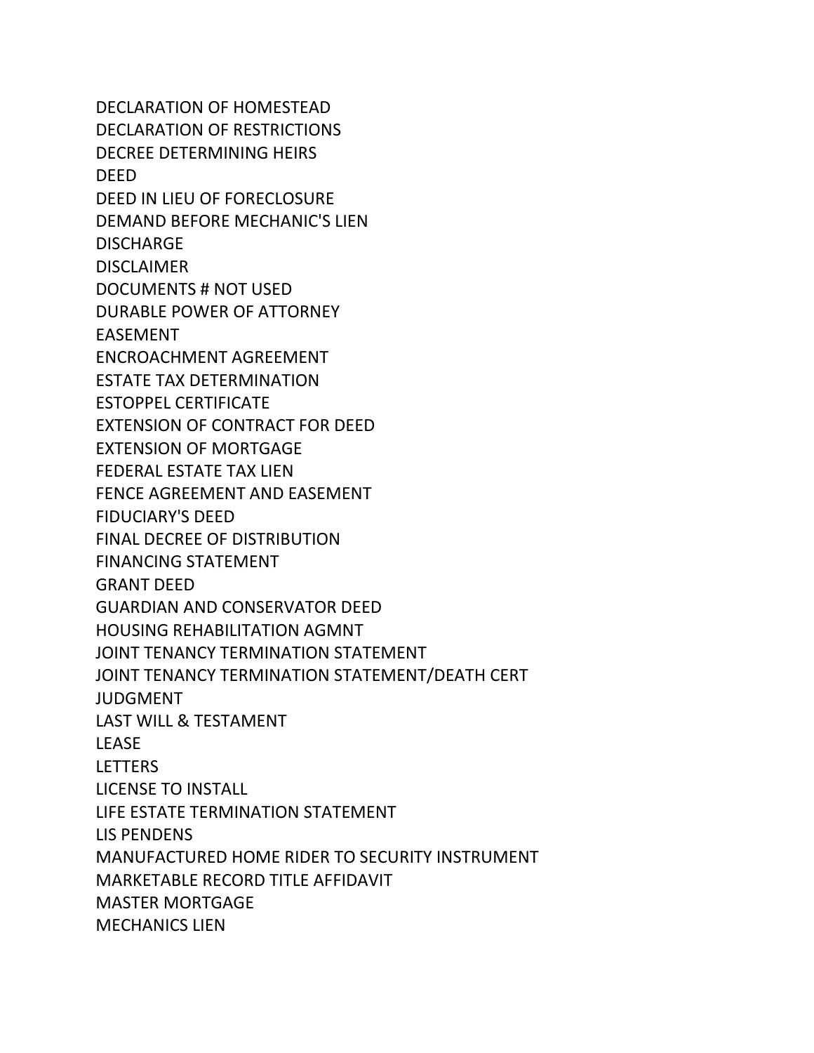DECLARATION OF HOMESTEAD
DECLARATION OF RESTRICTIONS
DECREE DETERMINING HEIRS
DEED
DEED IN LIEU OF FORECLOSURE
DEMAND BEFORE MECHANIC'S LIEN
DISCHARGE
DISCLAIMER
DOCUMENTS # NOT USED
DURABLE POWER OF ATTORNEY
EASEMENT
ENCROACHMENT AGREEMENT
ESTATE TAX DETERMINATION
ESTOPPEL CERTIFICATE
EXTENSION OF CONTRACT FOR DEED
EXTENSION OF MORTGAGE
FEDERAL ESTATE TAX LIEN
FENCE AGREEMENT AND EASEMENT
FIDUCIARY'S DEED
FINAL DECREE OF DISTRIBUTION
FINANCING STATEMENT
GRANT DEED
GUARDIAN AND CONSERVATOR DEED
HOUSING REHABILITATION AGMNT
JOINT TENANCY TERMINATION STATEMENT
JOINT TENANCY TERMINATION STATEMENT/DEATH CERT
JUDGMENT
LAST WILL & TESTAMENT
LEASE
LETTERS
LICENSE TO INSTALL
LIFE ESTATE TERMINATION STATEMENT
LIS PENDENS
MANUFACTURED HOME RIDER TO SECURITY INSTRUMENT
MARKETABLE RECORD TITLE AFFIDAVIT
MASTER MORTGAGE
MECHANICS LIEN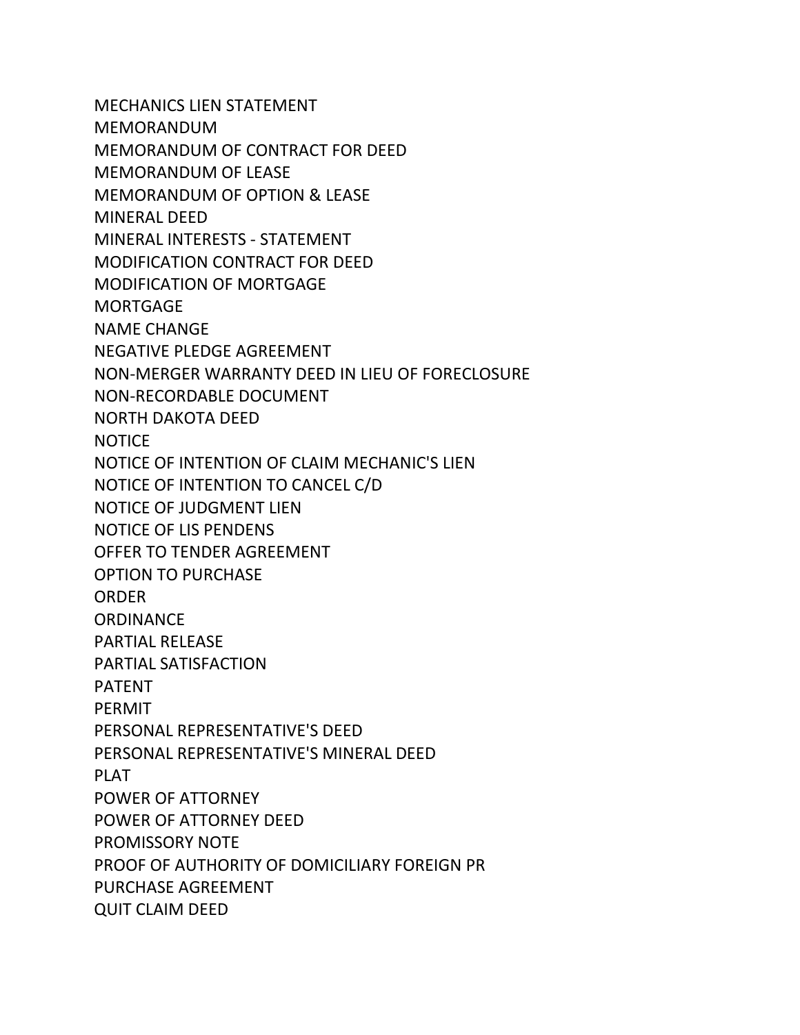MECHANICS LIEN STATEMENT
MEMORANDUM
MEMORANDUM OF CONTRACT FOR DEED
MEMORANDUM OF LEASE
MEMORANDUM OF OPTION & LEASE
MINERAL DEED
MINERAL INTERESTS - STATEMENT
MODIFICATION CONTRACT FOR DEED
MODIFICATION OF MORTGAGE
MORTGAGE
NAME CHANGE
NEGATIVE PLEDGE AGREEMENT
NON-MERGER WARRANTY DEED IN LIEU OF FORECLOSURE
NON-RECORDABLE DOCUMENT
NORTH DAKOTA DEED
NOTICE
NOTICE OF INTENTION OF CLAIM MECHANIC'S LIEN
NOTICE OF INTENTION TO CANCEL C/D
NOTICE OF JUDGMENT LIEN
NOTICE OF LIS PENDENS
OFFER TO TENDER AGREEMENT
OPTION TO PURCHASE
ORDER
ORDINANCE
PARTIAL RELEASE
PARTIAL SATISFACTION
PATENT
PERMIT
PERSONAL REPRESENTATIVE'S DEED
PERSONAL REPRESENTATIVE'S MINERAL DEED
PLAT
POWER OF ATTORNEY
POWER OF ATTORNEY DEED
PROMISSORY NOTE
PROOF OF AUTHORITY OF DOMICILIARY FOREIGN PR
PURCHASE AGREEMENT
QUIT CLAIM DEED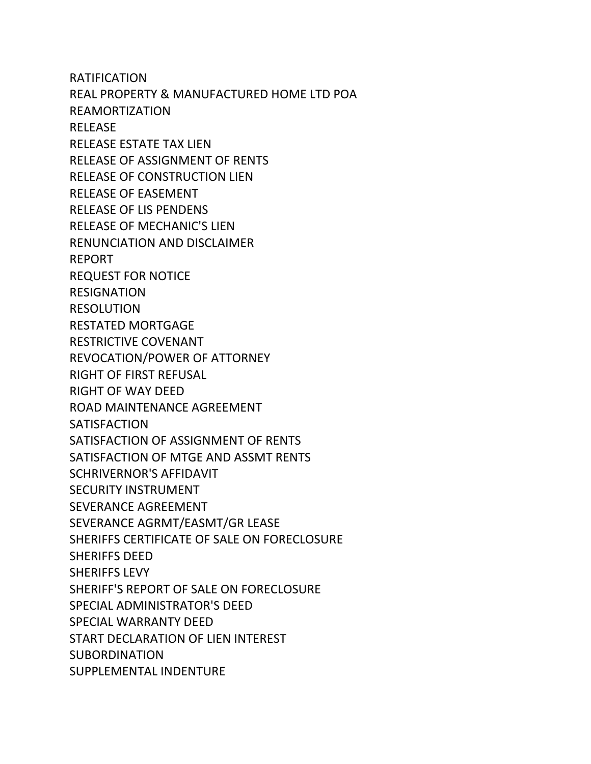RATIFICATION
REAL PROPERTY & MANUFACTURED HOME LTD POA
REAMORTIZATION
RELEASE
RELEASE ESTATE TAX LIEN
RELEASE OF ASSIGNMENT OF RENTS
RELEASE OF CONSTRUCTION LIEN
RELEASE OF EASEMENT
RELEASE OF LIS PENDENS
RELEASE OF MECHANIC'S LIEN
RENUNCIATION AND DISCLAIMER
REPORT
REQUEST FOR NOTICE
RESIGNATION
RESOLUTION
RESTATED MORTGAGE
RESTRICTIVE COVENANT
REVOCATION/POWER OF ATTORNEY
RIGHT OF FIRST REFUSAL
RIGHT OF WAY DEED
ROAD MAINTENANCE AGREEMENT
SATISFACTION
SATISFACTION OF ASSIGNMENT OF RENTS
SATISFACTION OF MTGE AND ASSMT RENTS
SCHRIVERNOR'S AFFIDAVIT
SECURITY INSTRUMENT
SEVERANCE AGREEMENT
SEVERANCE AGRMT/EASMT/GR LEASE
SHERIFFS CERTIFICATE OF SALE ON FORECLOSURE
SHERIFFS DEED
SHERIFFS LEVY
SHERIFF'S REPORT OF SALE ON FORECLOSURE
SPECIAL ADMINISTRATOR'S DEED
SPECIAL WARRANTY DEED
START DECLARATION OF LIEN INTEREST
SUBORDINATION
SUPPLEMENTAL INDENTURE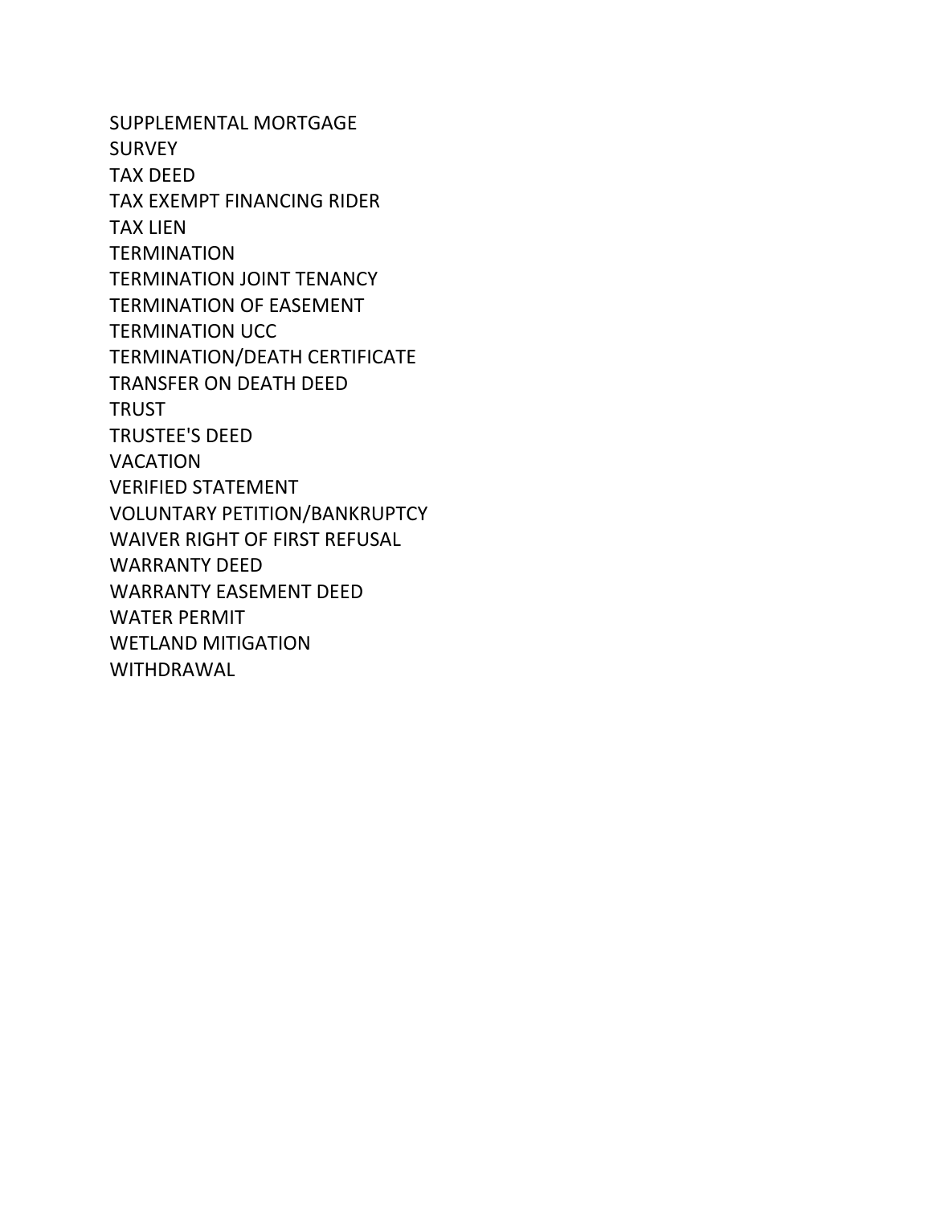SUPPLEMENTAL MORTGAGE
SURVEY
TAX DEED
TAX EXEMPT FINANCING RIDER
TAX LIEN
TERMINATION
TERMINATION JOINT TENANCY
TERMINATION OF EASEMENT
TERMINATION UCC
TERMINATION/DEATH CERTIFICATE
TRANSFER ON DEATH DEED
TRUST
TRUSTEE'S DEED
VACATION
VERIFIED STATEMENT
VOLUNTARY PETITION/BANKRUPTCY
WAIVER RIGHT OF FIRST REFUSAL
WARRANTY DEED
WARRANTY EASEMENT DEED
WATER PERMIT
WETLAND MITIGATION
WITHDRAWAL